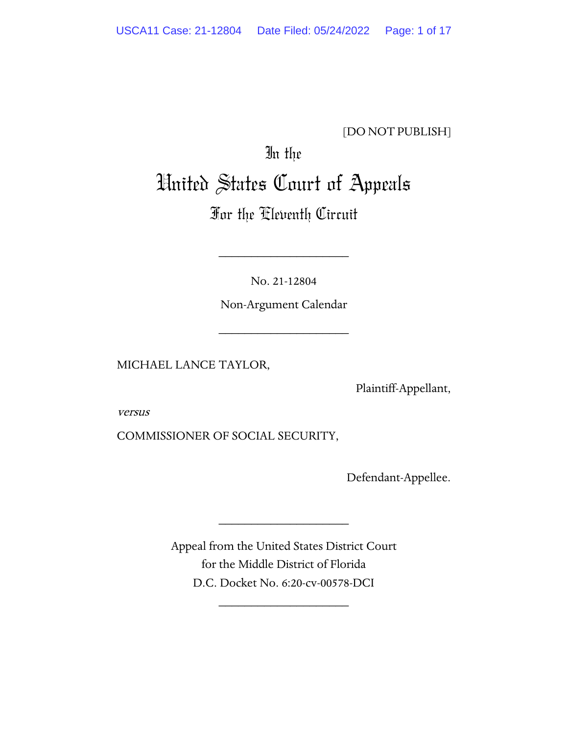[DO NOT PUBLISH]

In the

# United States Court of Appeals

## For the Eleventh Circuit

---

No. 21-12804

Non-Argument Calendar

---

MICHAEL LANCE TAYLOR,

Plaintiff-Appellant,

*versus*

COMMISSIONER OF SOCIAL SECURITY,

Defendant-Appellee.

---

Appeal from the United States District Court
for the Middle District of Florida
D.C. Docket No. 6:20-cv-00578-DCI

---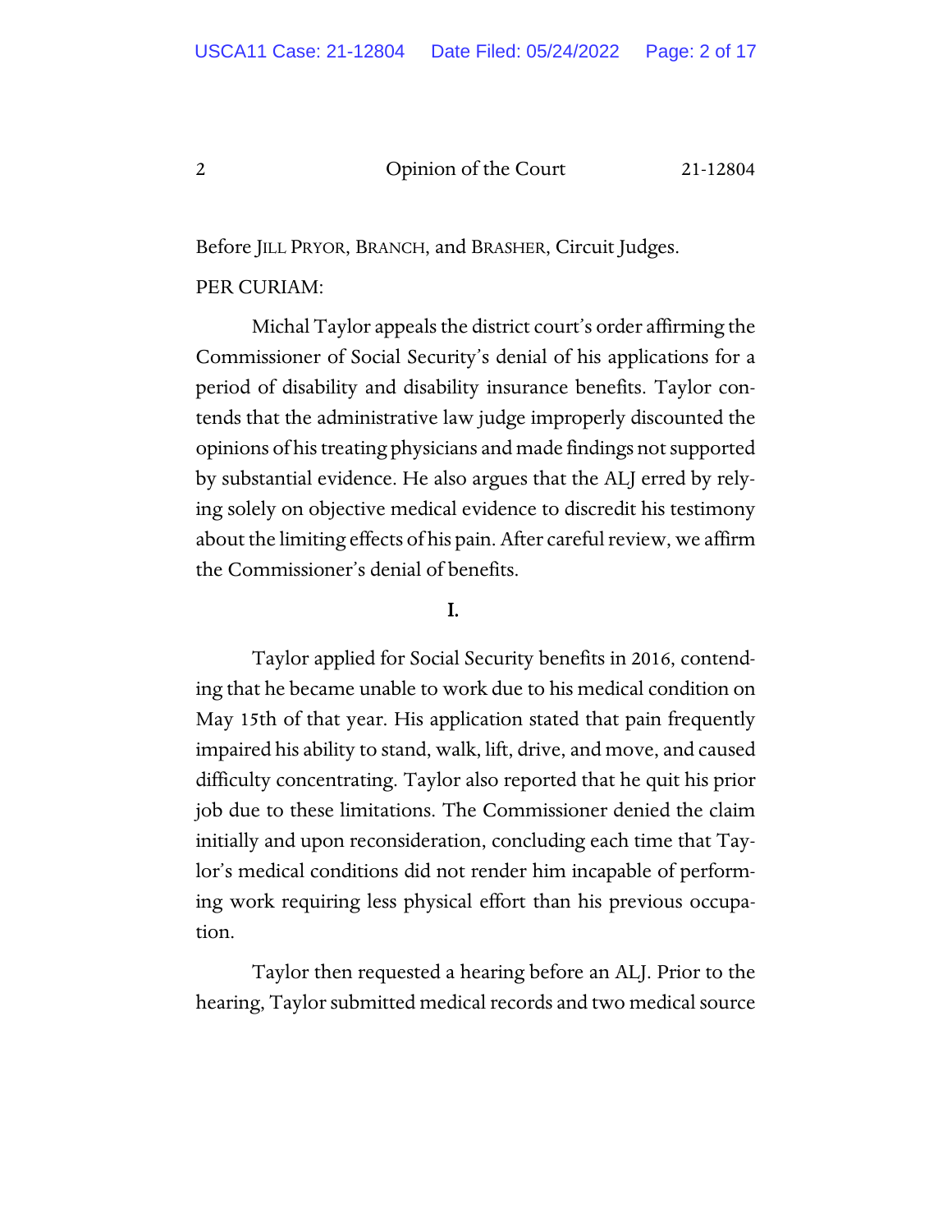Before JILL PRYOR, BRANCH, and BRASHER, Circuit Judges.

PER CURIAM:

Michal Taylor appeals the district court's order affirming the Commissioner of Social Security's denial of his applications for a period of disability and disability insurance benefits. Taylor contends that the administrative law judge improperly discounted the opinions of his treating physicians and made findings not supported by substantial evidence. He also argues that the ALJ erred by relying solely on objective medical evidence to discredit his testimony about the limiting effects of his pain. After careful review, we affirm the Commissioner's denial of benefits.

## I.

Taylor applied for Social Security benefits in 2016, contending that he became unable to work due to his medical condition on May 15th of that year. His application stated that pain frequently impaired his ability to stand, walk, lift, drive, and move, and caused difficulty concentrating. Taylor also reported that he quit his prior job due to these limitations. The Commissioner denied the claim initially and upon reconsideration, concluding each time that Taylor's medical conditions did not render him incapable of performing work requiring less physical effort than his previous occupation.

Taylor then requested a hearing before an ALJ. Prior to the hearing, Taylor submitted medical records and two medical source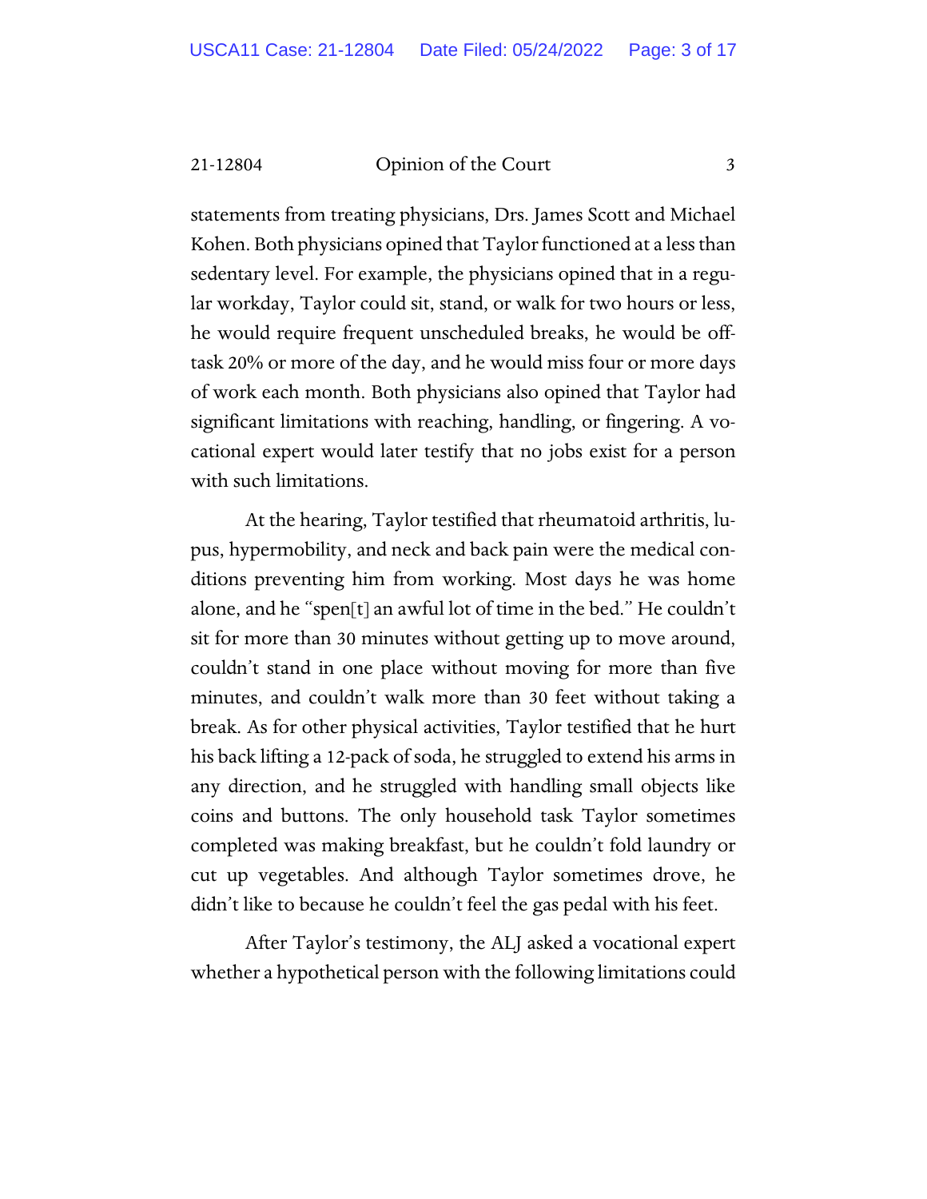statements from treating physicians, Drs. James Scott and Michael Kohen. Both physicians opined that Taylor functioned at a less than sedentary level. For example, the physicians opined that in a regular workday, Taylor could sit, stand, or walk for two hours or less, he would require frequent unscheduled breaks, he would be off-task 20% or more of the day, and he would miss four or more days of work each month. Both physicians also opined that Taylor had significant limitations with reaching, handling, or fingering. A vocational expert would later testify that no jobs exist for a person with such limitations.

At the hearing, Taylor testified that rheumatoid arthritis, lupus, hypermobility, and neck and back pain were the medical conditions preventing him from working. Most days he was home alone, and he "spen[t] an awful lot of time in the bed." He couldn't sit for more than 30 minutes without getting up to move around, couldn't stand in one place without moving for more than five minutes, and couldn't walk more than 30 feet without taking a break. As for other physical activities, Taylor testified that he hurt his back lifting a 12-pack of soda, he struggled to extend his arms in any direction, and he struggled with handling small objects like coins and buttons. The only household task Taylor sometimes completed was making breakfast, but he couldn't fold laundry or cut up vegetables. And although Taylor sometimes drove, he didn't like to because he couldn't feel the gas pedal with his feet.

After Taylor's testimony, the ALJ asked a vocational expert whether a hypothetical person with the following limitations could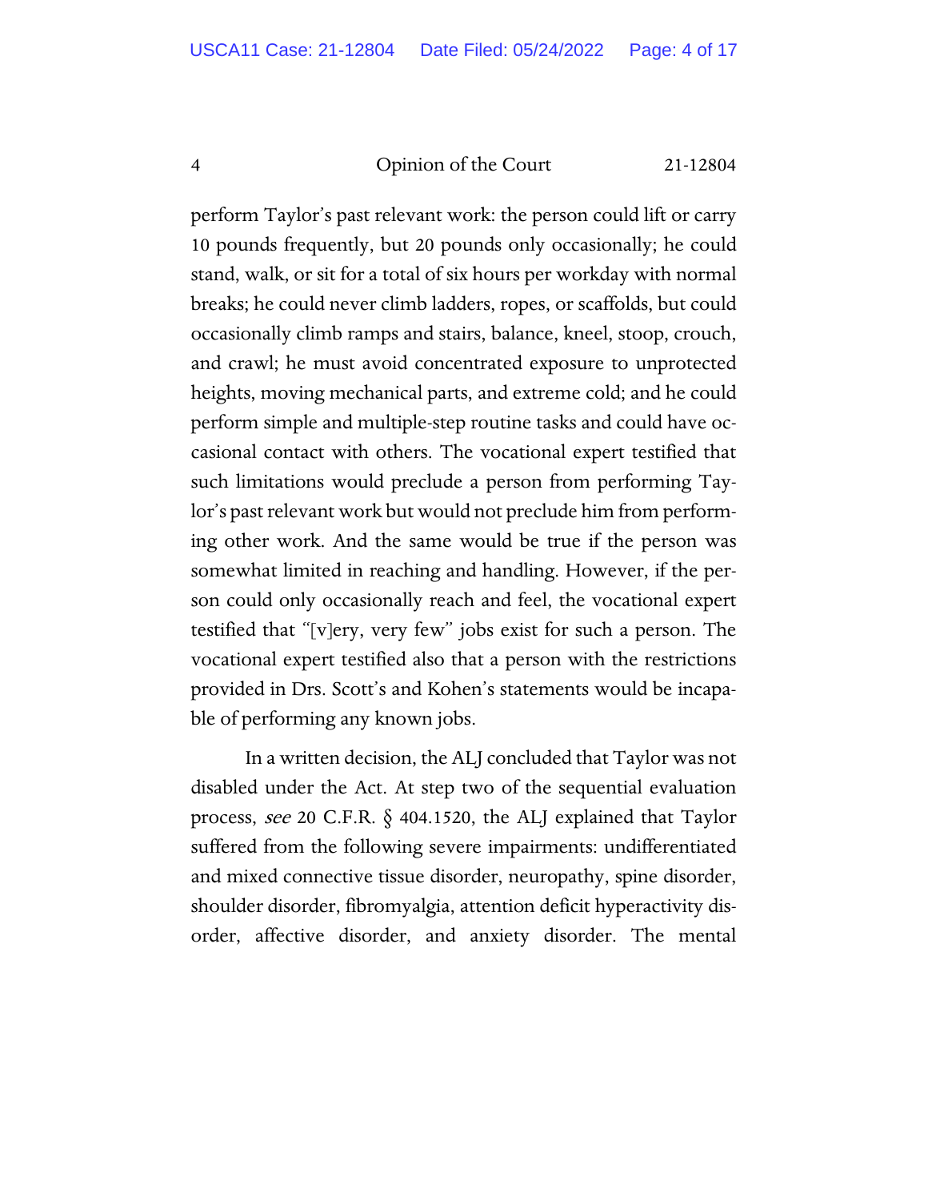perform Taylor's past relevant work: the person could lift or carry 10 pounds frequently, but 20 pounds only occasionally; he could stand, walk, or sit for a total of six hours per workday with normal breaks; he could never climb ladders, ropes, or scaffolds, but could occasionally climb ramps and stairs, balance, kneel, stoop, crouch, and crawl; he must avoid concentrated exposure to unprotected heights, moving mechanical parts, and extreme cold; and he could perform simple and multiple-step routine tasks and could have occasional contact with others. The vocational expert testified that such limitations would preclude a person from performing Taylor's past relevant work but would not preclude him from performing other work. And the same would be true if the person was somewhat limited in reaching and handling. However, if the person could only occasionally reach and feel, the vocational expert testified that "[v]ery, very few" jobs exist for such a person. The vocational expert testified also that a person with the restrictions provided in Drs. Scott's and Kohen's statements would be incapable of performing any known jobs.

In a written decision, the ALJ concluded that Taylor was not disabled under the Act. At step two of the sequential evaluation process, *see* 20 C.F.R. § 404.1520, the ALJ explained that Taylor suffered from the following severe impairments: undifferentiated and mixed connective tissue disorder, neuropathy, spine disorder, shoulder disorder, fibromyalgia, attention deficit hyperactivity disorder, affective disorder, and anxiety disorder. The mental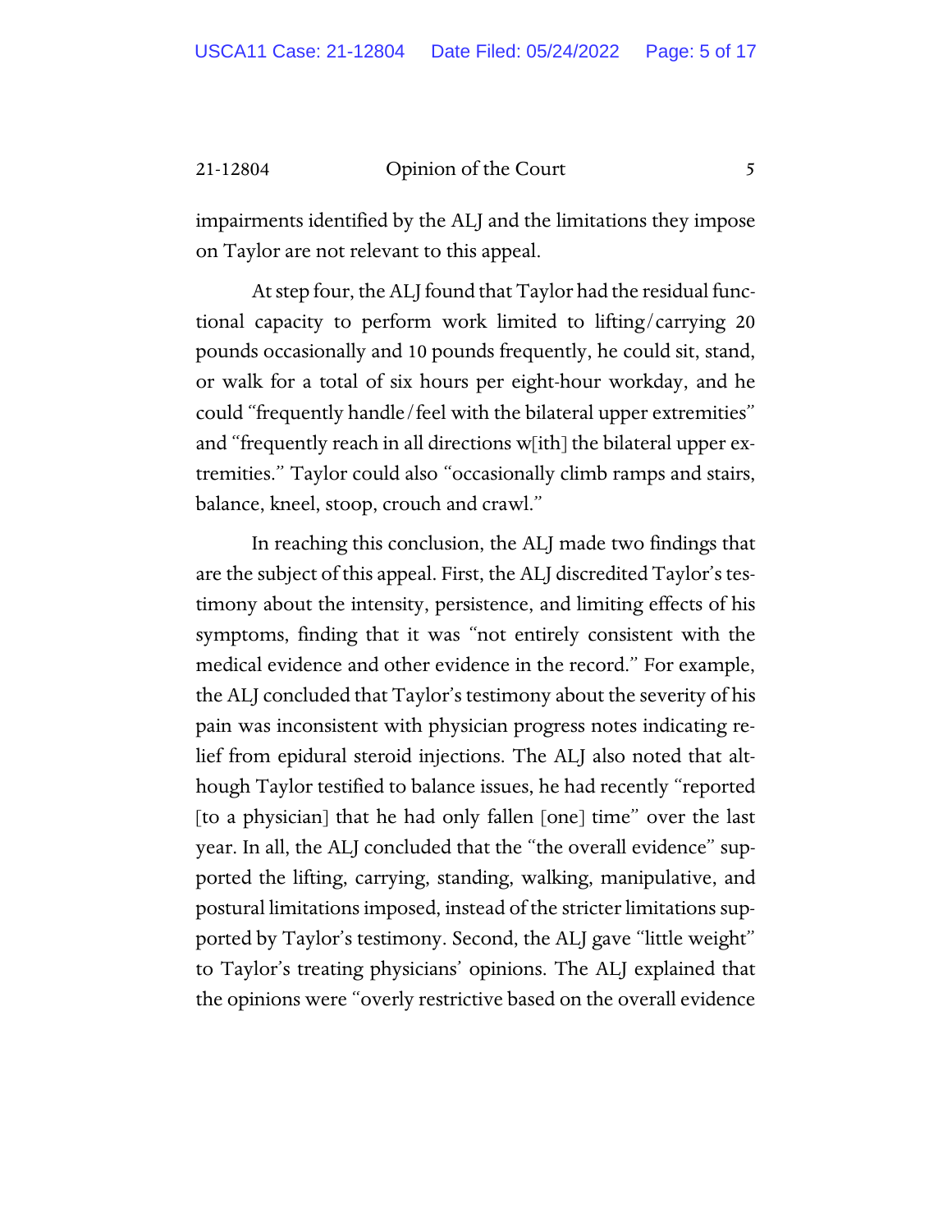impairments identified by the ALJ and the limitations they impose on Taylor are not relevant to this appeal.

At step four, the ALJ found that Taylor had the residual functional capacity to perform work limited to lifting/carrying 20 pounds occasionally and 10 pounds frequently, he could sit, stand, or walk for a total of six hours per eight-hour workday, and he could "frequently handle/feel with the bilateral upper extremities" and "frequently reach in all directions w[ith] the bilateral upper extremities." Taylor could also "occasionally climb ramps and stairs, balance, kneel, stoop, crouch and crawl."

In reaching this conclusion, the ALJ made two findings that are the subject of this appeal. First, the ALJ discredited Taylor's testimony about the intensity, persistence, and limiting effects of his symptoms, finding that it was "not entirely consistent with the medical evidence and other evidence in the record." For example, the ALJ concluded that Taylor's testimony about the severity of his pain was inconsistent with physician progress notes indicating relief from epidural steroid injections. The ALJ also noted that although Taylor testified to balance issues, he had recently "reported [to a physician] that he had only fallen [one] time" over the last year. In all, the ALJ concluded that the "the overall evidence" supported the lifting, carrying, standing, walking, manipulative, and postural limitations imposed, instead of the stricter limitations supported by Taylor's testimony. Second, the ALJ gave "little weight" to Taylor's treating physicians' opinions. The ALJ explained that the opinions were "overly restrictive based on the overall evidence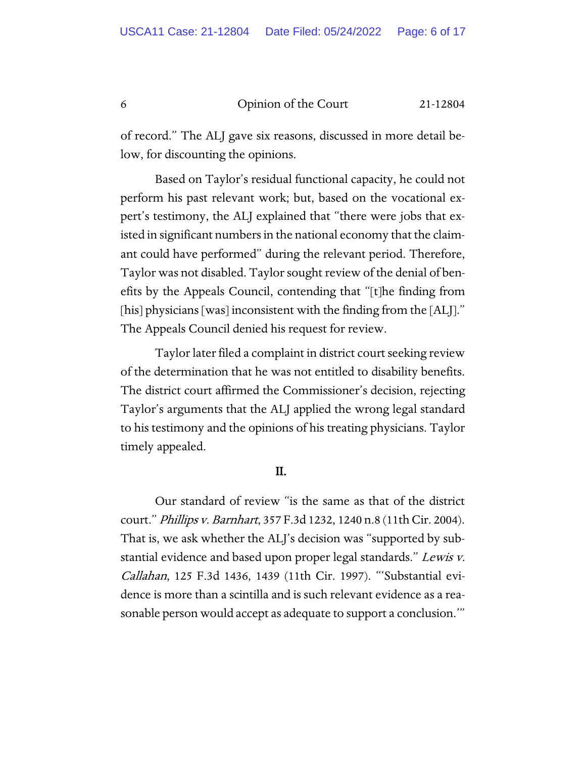of record." The ALJ gave six reasons, discussed in more detail below, for discounting the opinions.

Based on Taylor's residual functional capacity, he could not perform his past relevant work; but, based on the vocational expert's testimony, the ALJ explained that "there were jobs that existed in significant numbers in the national economy that the claimant could have performed" during the relevant period. Therefore, Taylor was not disabled. Taylor sought review of the denial of benefits by the Appeals Council, contending that "[t]he finding from [his] physicians [was] inconsistent with the finding from the [ALJ]." The Appeals Council denied his request for review.

Taylor later filed a complaint in district court seeking review of the determination that he was not entitled to disability benefits. The district court affirmed the Commissioner's decision, rejecting Taylor's arguments that the ALJ applied the wrong legal standard to his testimony and the opinions of his treating physicians. Taylor timely appealed.

## II.

Our standard of review "is the same as that of the district court." *Phillips v. Barnhart*, 357 F.3d 1232, 1240 n.8 (11th Cir. 2004). That is, we ask whether the ALJ's decision was "supported by substantial evidence and based upon proper legal standards." *Lewis v. Callahan*, 125 F.3d 1436, 1439 (11th Cir. 1997). "'Substantial evidence is more than a scintilla and is such relevant evidence as a reasonable person would accept as adequate to support a conclusion.'"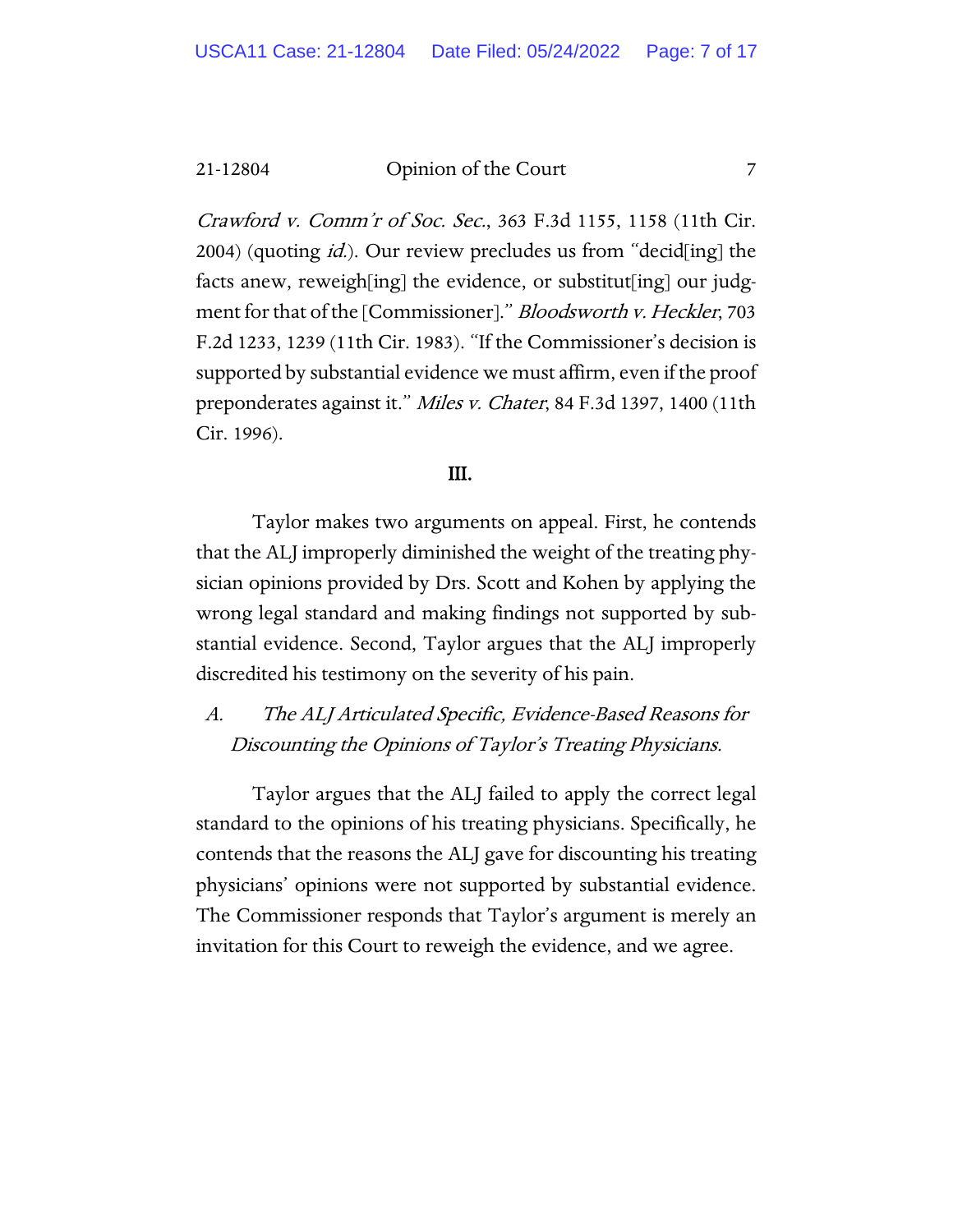*Crawford v. Comm'r of Soc. Sec.*, 363 F.3d 1155, 1158 (11th Cir. 2004) (quoting *id.*). Our review precludes us from "decid[ing] the facts anew, reweigh[ing] the evidence, or substitut[ing] our judgment for that of the [Commissioner]." *Bloodsworth v. Heckler*, 703 F.2d 1233, 1239 (11th Cir. 1983). "If the Commissioner's decision is supported by substantial evidence we must affirm, even if the proof preponderates against it." *Miles v. Chater*, 84 F.3d 1397, 1400 (11th Cir. 1996).

## III.

Taylor makes two arguments on appeal. First, he contends that the ALJ improperly diminished the weight of the treating physician opinions provided by Drs. Scott and Kohen by applying the wrong legal standard and making findings not supported by substantial evidence. Second, Taylor argues that the ALJ improperly discredited his testimony on the severity of his pain.

### *A. The ALJ Articulated Specific, Evidence-Based Reasons for Discounting the Opinions of Taylor's Treating Physicians.*

Taylor argues that the ALJ failed to apply the correct legal standard to the opinions of his treating physicians. Specifically, he contends that the reasons the ALJ gave for discounting his treating physicians' opinions were not supported by substantial evidence. The Commissioner responds that Taylor's argument is merely an invitation for this Court to reweigh the evidence, and we agree.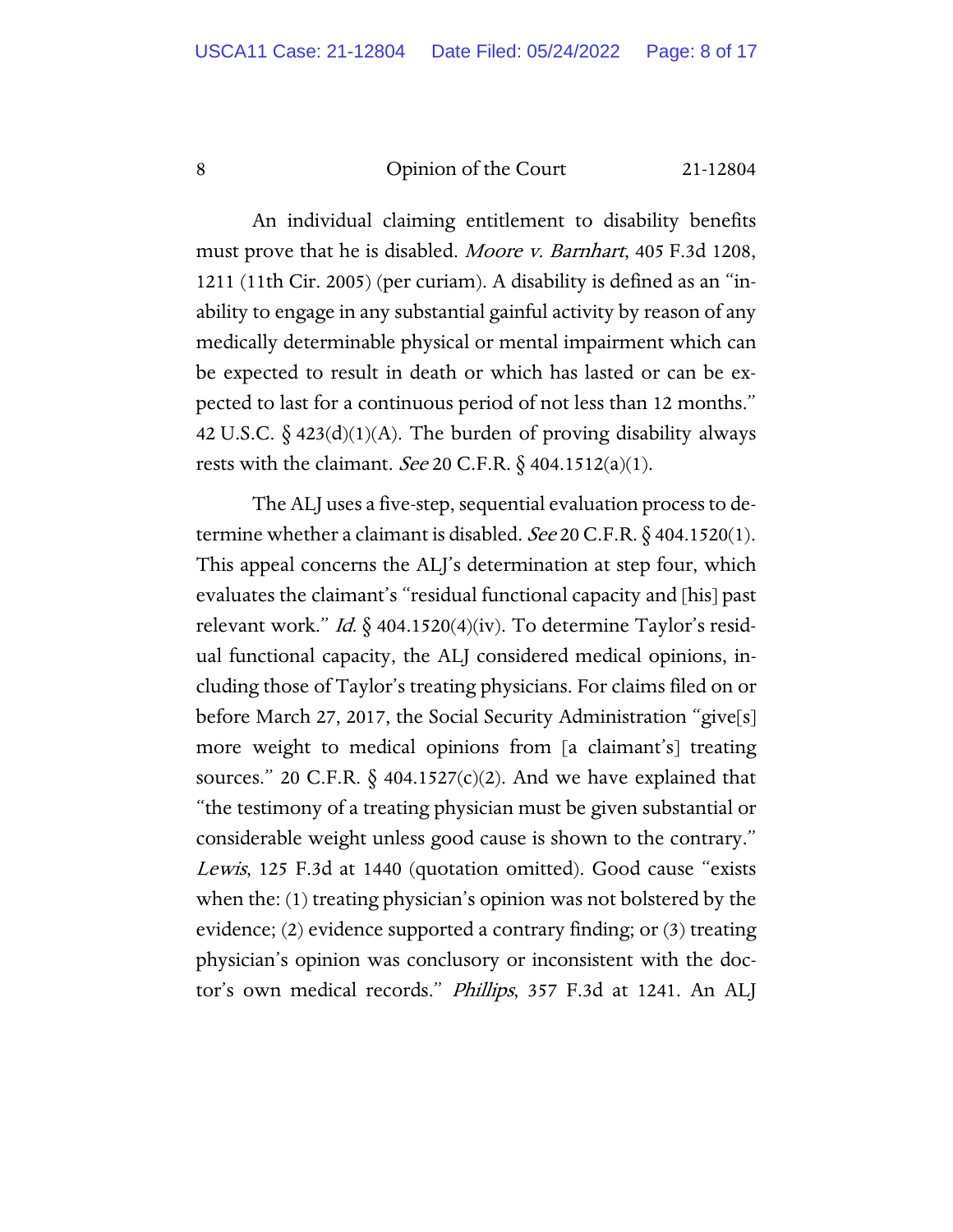An individual claiming entitlement to disability benefits must prove that he is disabled. *Moore v. Barnhart*, 405 F.3d 1208, 1211 (11th Cir. 2005) (per curiam). A disability is defined as an "inability to engage in any substantial gainful activity by reason of any medically determinable physical or mental impairment which can be expected to result in death or which has lasted or can be expected to last for a continuous period of not less than 12 months." 42 U.S.C. § 423(d)(1)(A). The burden of proving disability always rests with the claimant. *See* 20 C.F.R. § 404.1512(a)(1).

The ALJ uses a five-step, sequential evaluation process to determine whether a claimant is disabled. *See* 20 C.F.R. § 404.1520(1). This appeal concerns the ALJ's determination at step four, which evaluates the claimant's "residual functional capacity and [his] past relevant work." *Id.* § 404.1520(4)(iv). To determine Taylor's residual functional capacity, the ALJ considered medical opinions, including those of Taylor's treating physicians. For claims filed on or before March 27, 2017, the Social Security Administration "give[s] more weight to medical opinions from [a claimant's] treating sources." 20 C.F.R. § 404.1527(c)(2). And we have explained that "the testimony of a treating physician must be given substantial or considerable weight unless good cause is shown to the contrary." *Lewis*, 125 F.3d at 1440 (quotation omitted). Good cause "exists when the: (1) treating physician's opinion was not bolstered by the evidence; (2) evidence supported a contrary finding; or (3) treating physician's opinion was conclusory or inconsistent with the doctor's own medical records." *Phillips*, 357 F.3d at 1241. An ALJ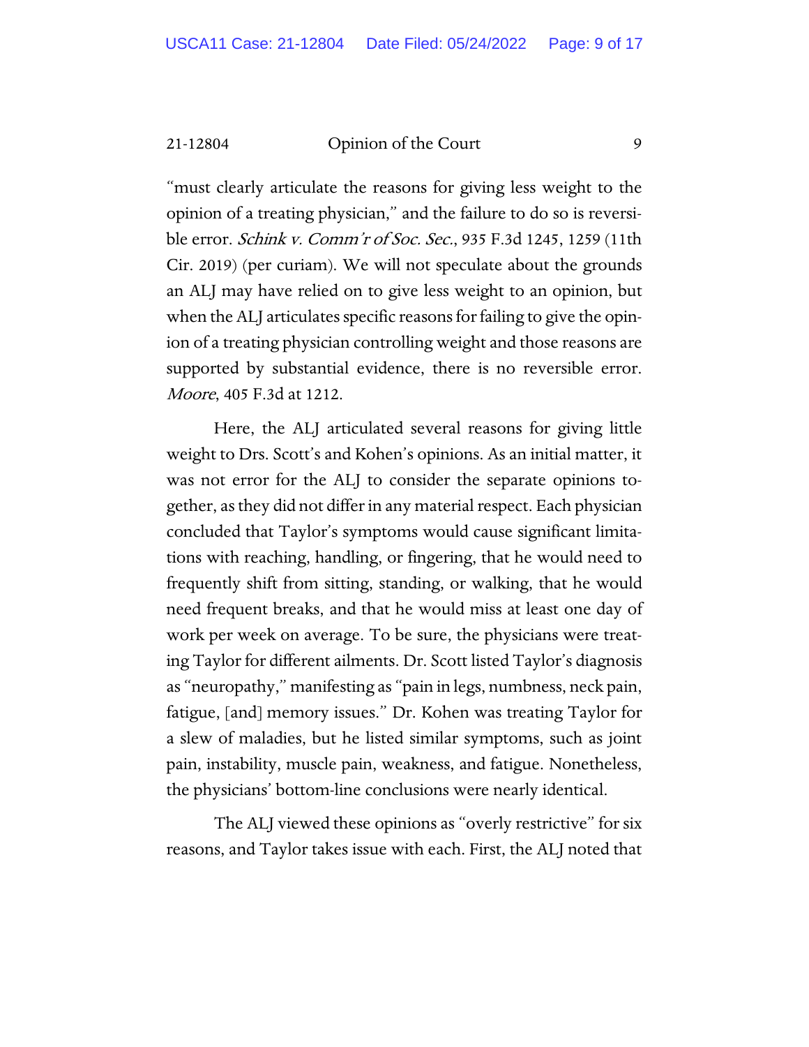"must clearly articulate the reasons for giving less weight to the opinion of a treating physician," and the failure to do so is reversible error. *Schink v. Comm'r of Soc. Sec.*, 935 F.3d 1245, 1259 (11th Cir. 2019) (per curiam). We will not speculate about the grounds an ALJ may have relied on to give less weight to an opinion, but when the ALJ articulates specific reasons for failing to give the opinion of a treating physician controlling weight and those reasons are supported by substantial evidence, there is no reversible error. *Moore*, 405 F.3d at 1212.

Here, the ALJ articulated several reasons for giving little weight to Drs. Scott's and Kohen's opinions. As an initial matter, it was not error for the ALJ to consider the separate opinions together, as they did not differ in any material respect. Each physician concluded that Taylor's symptoms would cause significant limitations with reaching, handling, or fingering, that he would need to frequently shift from sitting, standing, or walking, that he would need frequent breaks, and that he would miss at least one day of work per week on average. To be sure, the physicians were treating Taylor for different ailments. Dr. Scott listed Taylor's diagnosis as "neuropathy," manifesting as "pain in legs, numbness, neck pain, fatigue, [and] memory issues." Dr. Kohen was treating Taylor for a slew of maladies, but he listed similar symptoms, such as joint pain, instability, muscle pain, weakness, and fatigue. Nonetheless, the physicians' bottom-line conclusions were nearly identical.

The ALJ viewed these opinions as "overly restrictive" for six reasons, and Taylor takes issue with each. First, the ALJ noted that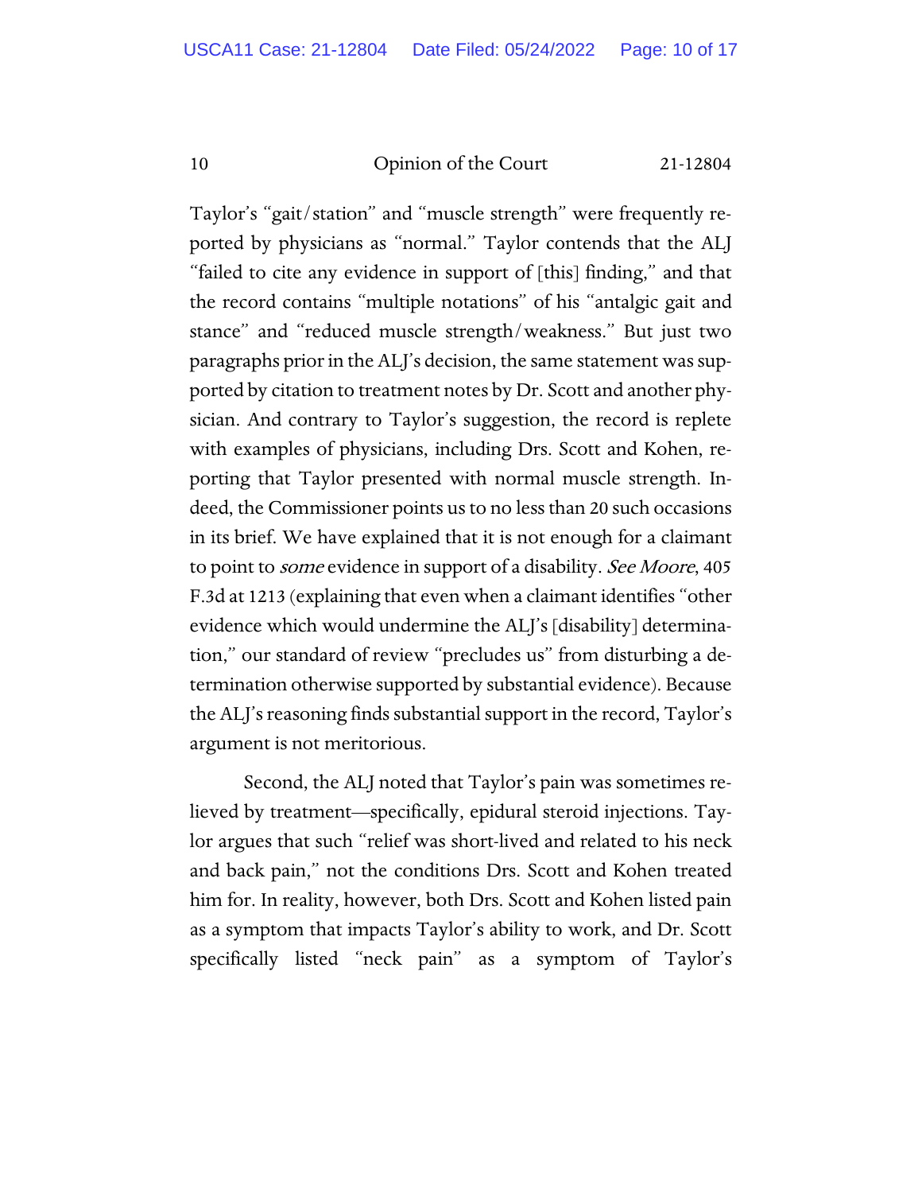Taylor's "gait/station" and "muscle strength" were frequently reported by physicians as "normal." Taylor contends that the ALJ "failed to cite any evidence in support of [this] finding," and that the record contains "multiple notations" of his "antalgic gait and stance" and "reduced muscle strength/weakness." But just two paragraphs prior in the ALJ's decision, the same statement was supported by citation to treatment notes by Dr. Scott and another physician. And contrary to Taylor's suggestion, the record is replete with examples of physicians, including Drs. Scott and Kohen, reporting that Taylor presented with normal muscle strength. Indeed, the Commissioner points us to no less than 20 such occasions in its brief. We have explained that it is not enough for a claimant to point to *some* evidence in support of a disability. *See Moore*, 405 F.3d at 1213 (explaining that even when a claimant identifies "other evidence which would undermine the ALJ's [disability] determination," our standard of review "precludes us" from disturbing a determination otherwise supported by substantial evidence). Because the ALJ's reasoning finds substantial support in the record, Taylor's argument is not meritorious.

Second, the ALJ noted that Taylor's pain was sometimes relieved by treatment—specifically, epidural steroid injections. Taylor argues that such "relief was short-lived and related to his neck and back pain," not the conditions Drs. Scott and Kohen treated him for. In reality, however, both Drs. Scott and Kohen listed pain as a symptom that impacts Taylor's ability to work, and Dr. Scott specifically listed "neck pain" as a symptom of Taylor's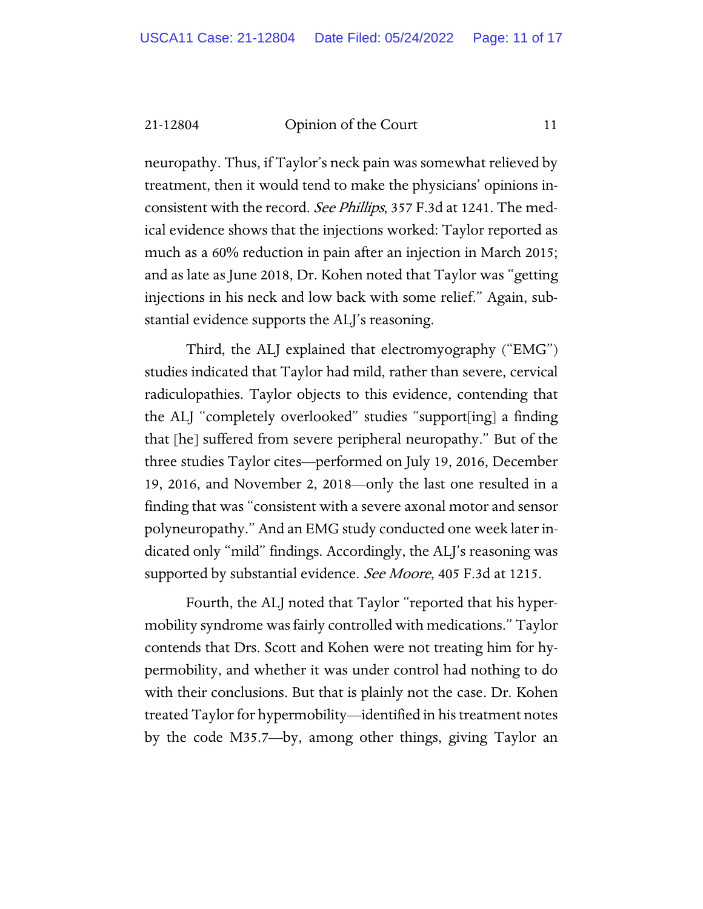neuropathy. Thus, if Taylor's neck pain was somewhat relieved by treatment, then it would tend to make the physicians' opinions inconsistent with the record. *See Phillips*, 357 F.3d at 1241. The medical evidence shows that the injections worked: Taylor reported as much as a 60% reduction in pain after an injection in March 2015; and as late as June 2018, Dr. Kohen noted that Taylor was "getting injections in his neck and low back with some relief." Again, substantial evidence supports the ALJ's reasoning.

Third, the ALJ explained that electromyography ("EMG") studies indicated that Taylor had mild, rather than severe, cervical radiculopathies. Taylor objects to this evidence, contending that the ALJ "completely overlooked" studies "support[ing] a finding that [he] suffered from severe peripheral neuropathy." But of the three studies Taylor cites—performed on July 19, 2016, December 19, 2016, and November 2, 2018—only the last one resulted in a finding that was "consistent with a severe axonal motor and sensor polyneuropathy." And an EMG study conducted one week later indicated only "mild" findings. Accordingly, the ALJ's reasoning was supported by substantial evidence. *See Moore*, 405 F.3d at 1215.

Fourth, the ALJ noted that Taylor "reported that his hypermobility syndrome was fairly controlled with medications." Taylor contends that Drs. Scott and Kohen were not treating him for hypermobility, and whether it was under control had nothing to do with their conclusions. But that is plainly not the case. Dr. Kohen treated Taylor for hypermobility—identified in his treatment notes by the code M35.7—by, among other things, giving Taylor an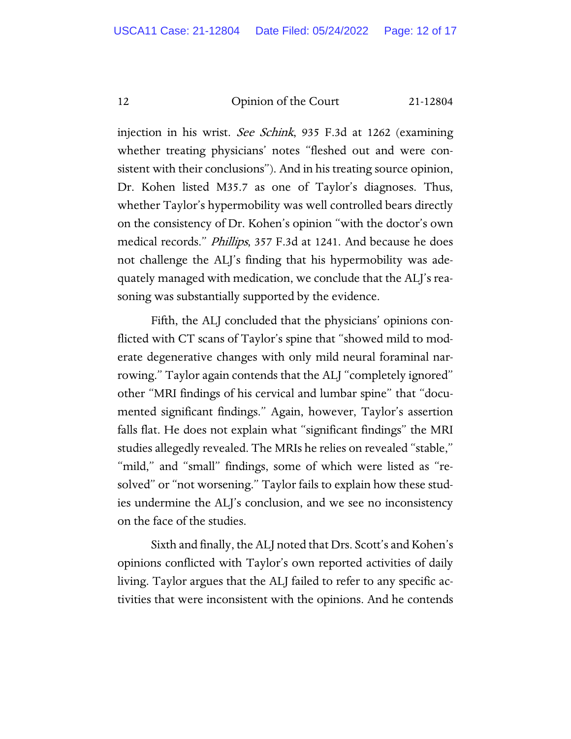injection in his wrist. *See Schink*, 935 F.3d at 1262 (examining whether treating physicians' notes "fleshed out and were consistent with their conclusions"). And in his treating source opinion, Dr. Kohen listed M35.7 as one of Taylor's diagnoses. Thus, whether Taylor's hypermobility was well controlled bears directly on the consistency of Dr. Kohen's opinion "with the doctor's own medical records." *Phillips*, 357 F.3d at 1241. And because he does not challenge the ALJ's finding that his hypermobility was adequately managed with medication, we conclude that the ALJ's reasoning was substantially supported by the evidence.

Fifth, the ALJ concluded that the physicians' opinions conflicted with CT scans of Taylor's spine that "showed mild to moderate degenerative changes with only mild neural foraminal narrowing." Taylor again contends that the ALJ "completely ignored" other "MRI findings of his cervical and lumbar spine" that "documented significant findings." Again, however, Taylor's assertion falls flat. He does not explain what "significant findings" the MRI studies allegedly revealed. The MRIs he relies on revealed "stable," "mild," and "small" findings, some of which were listed as "resolved" or "not worsening." Taylor fails to explain how these studies undermine the ALJ's conclusion, and we see no inconsistency on the face of the studies.

Sixth and finally, the ALJ noted that Drs. Scott's and Kohen's opinions conflicted with Taylor's own reported activities of daily living. Taylor argues that the ALJ failed to refer to any specific activities that were inconsistent with the opinions. And he contends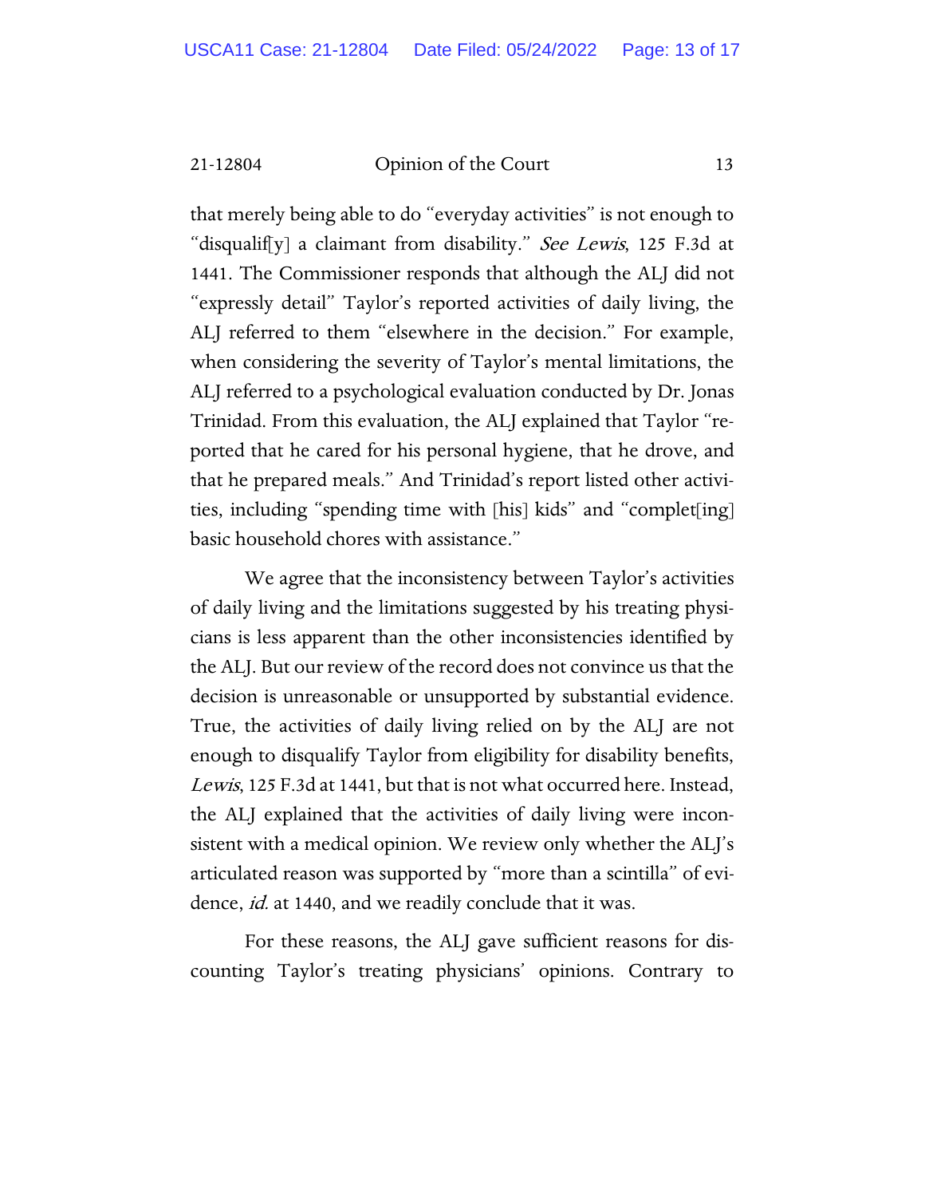that merely being able to do "everyday activities" is not enough to "disqualif[y] a claimant from disability." *See Lewis*, 125 F.3d at 1441. The Commissioner responds that although the ALJ did not "expressly detail" Taylor's reported activities of daily living, the ALJ referred to them "elsewhere in the decision." For example, when considering the severity of Taylor's mental limitations, the ALJ referred to a psychological evaluation conducted by Dr. Jonas Trinidad. From this evaluation, the ALJ explained that Taylor "reported that he cared for his personal hygiene, that he drove, and that he prepared meals." And Trinidad's report listed other activities, including "spending time with [his] kids" and "complet[ing] basic household chores with assistance."

We agree that the inconsistency between Taylor's activities of daily living and the limitations suggested by his treating physicians is less apparent than the other inconsistencies identified by the ALJ. But our review of the record does not convince us that the decision is unreasonable or unsupported by substantial evidence. True, the activities of daily living relied on by the ALJ are not enough to disqualify Taylor from eligibility for disability benefits, *Lewis*, 125 F.3d at 1441, but that is not what occurred here. Instead, the ALJ explained that the activities of daily living were inconsistent with a medical opinion. We review only whether the ALJ's articulated reason was supported by "more than a scintilla" of evidence, *id.* at 1440, and we readily conclude that it was.

For these reasons, the ALJ gave sufficient reasons for discounting Taylor's treating physicians' opinions. Contrary to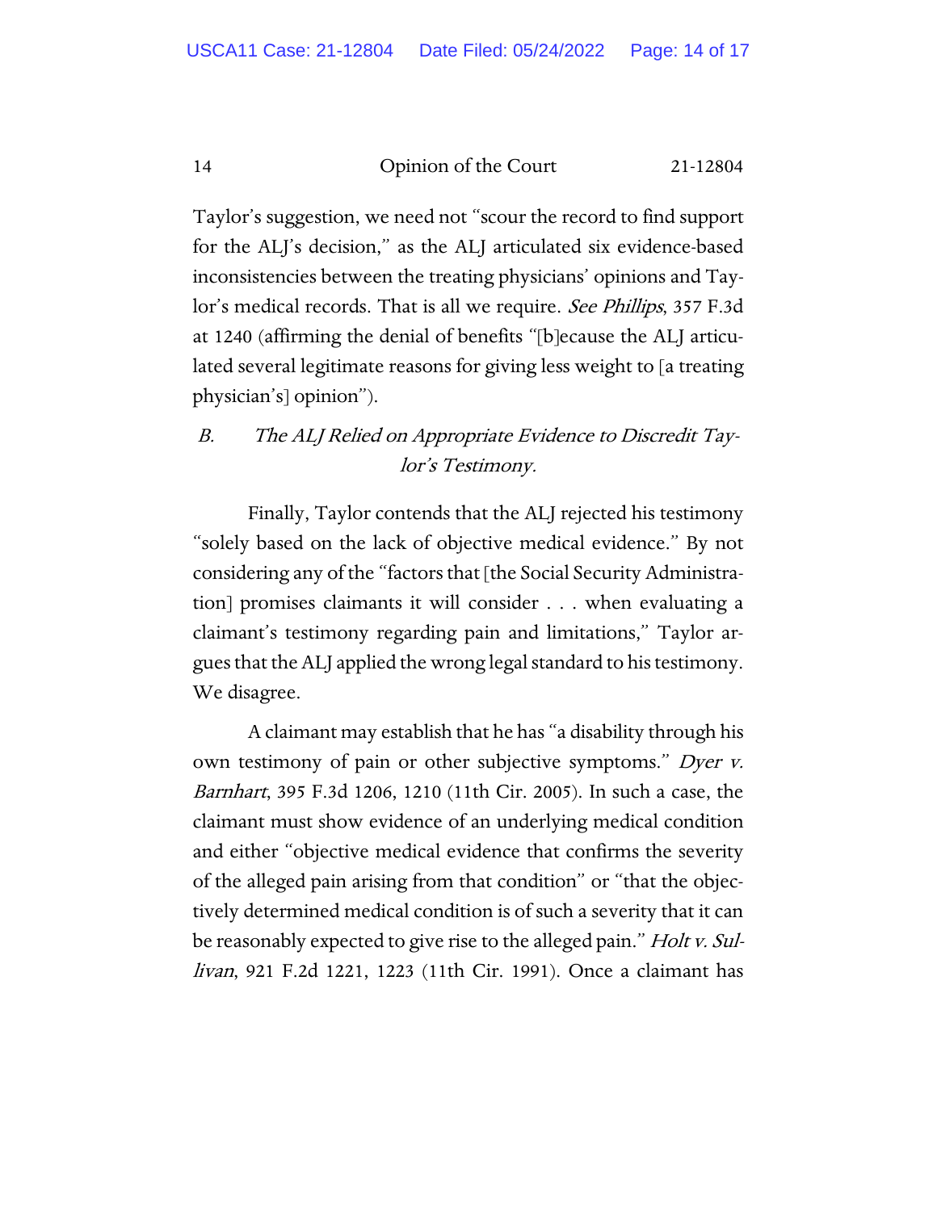Taylor's suggestion, we need not "scour the record to find support for the ALJ's decision," as the ALJ articulated six evidence-based inconsistencies between the treating physicians' opinions and Taylor's medical records. That is all we require. *See Phillips*, 357 F.3d at 1240 (affirming the denial of benefits "[b]ecause the ALJ articulated several legitimate reasons for giving less weight to [a treating physician's] opinion").

### *B. The ALJ Relied on Appropriate Evidence to Discredit Taylor's Testimony.*

Finally, Taylor contends that the ALJ rejected his testimony "solely based on the lack of objective medical evidence." By not considering any of the "factors that [the Social Security Administration] promises claimants it will consider . . . when evaluating a claimant's testimony regarding pain and limitations," Taylor argues that the ALJ applied the wrong legal standard to his testimony. We disagree.

A claimant may establish that he has "a disability through his own testimony of pain or other subjective symptoms." *Dyer v. Barnhart*, 395 F.3d 1206, 1210 (11th Cir. 2005). In such a case, the claimant must show evidence of an underlying medical condition and either "objective medical evidence that confirms the severity of the alleged pain arising from that condition" or "that the objectively determined medical condition is of such a severity that it can be reasonably expected to give rise to the alleged pain." *Holt v. Sullivan*, 921 F.2d 1221, 1223 (11th Cir. 1991). Once a claimant has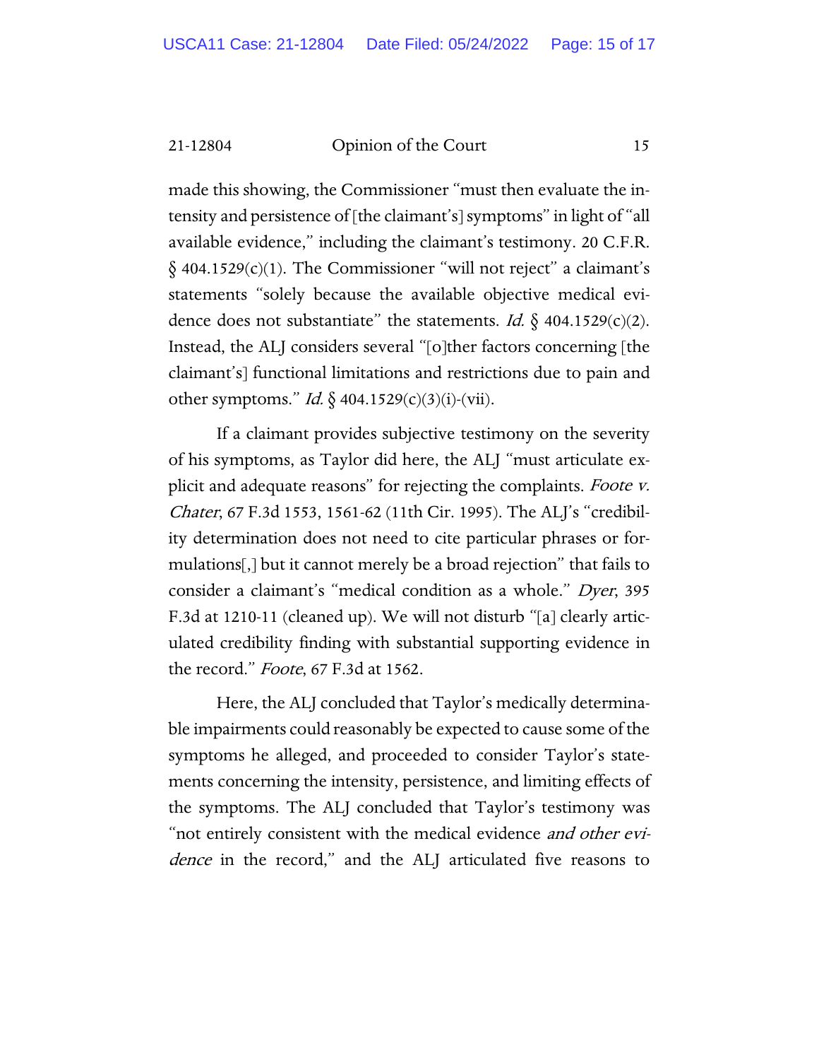made this showing, the Commissioner "must then evaluate the intensity and persistence of [the claimant's] symptoms" in light of "all available evidence," including the claimant's testimony. 20 C.F.R. § 404.1529(c)(1). The Commissioner "will not reject" a claimant's statements "solely because the available objective medical evidence does not substantiate" the statements. *Id.* § 404.1529(c)(2). Instead, the ALJ considers several "[o]ther factors concerning [the claimant's] functional limitations and restrictions due to pain and other symptoms." *Id.* § 404.1529(c)(3)(i)-(vii).

If a claimant provides subjective testimony on the severity of his symptoms, as Taylor did here, the ALJ "must articulate explicit and adequate reasons" for rejecting the complaints. *Foote v. Chater*, 67 F.3d 1553, 1561-62 (11th Cir. 1995). The ALJ's "credibility determination does not need to cite particular phrases or formulations[,] but it cannot merely be a broad rejection" that fails to consider a claimant's "medical condition as a whole." *Dyer*, 395 F.3d at 1210-11 (cleaned up). We will not disturb "[a] clearly articulated credibility finding with substantial supporting evidence in the record." *Foote*, 67 F.3d at 1562.

Here, the ALJ concluded that Taylor's medically determinable impairments could reasonably be expected to cause some of the symptoms he alleged, and proceeded to consider Taylor's statements concerning the intensity, persistence, and limiting effects of the symptoms. The ALJ concluded that Taylor's testimony was "not entirely consistent with the medical evidence *and other evidence* in the record," and the ALJ articulated five reasons to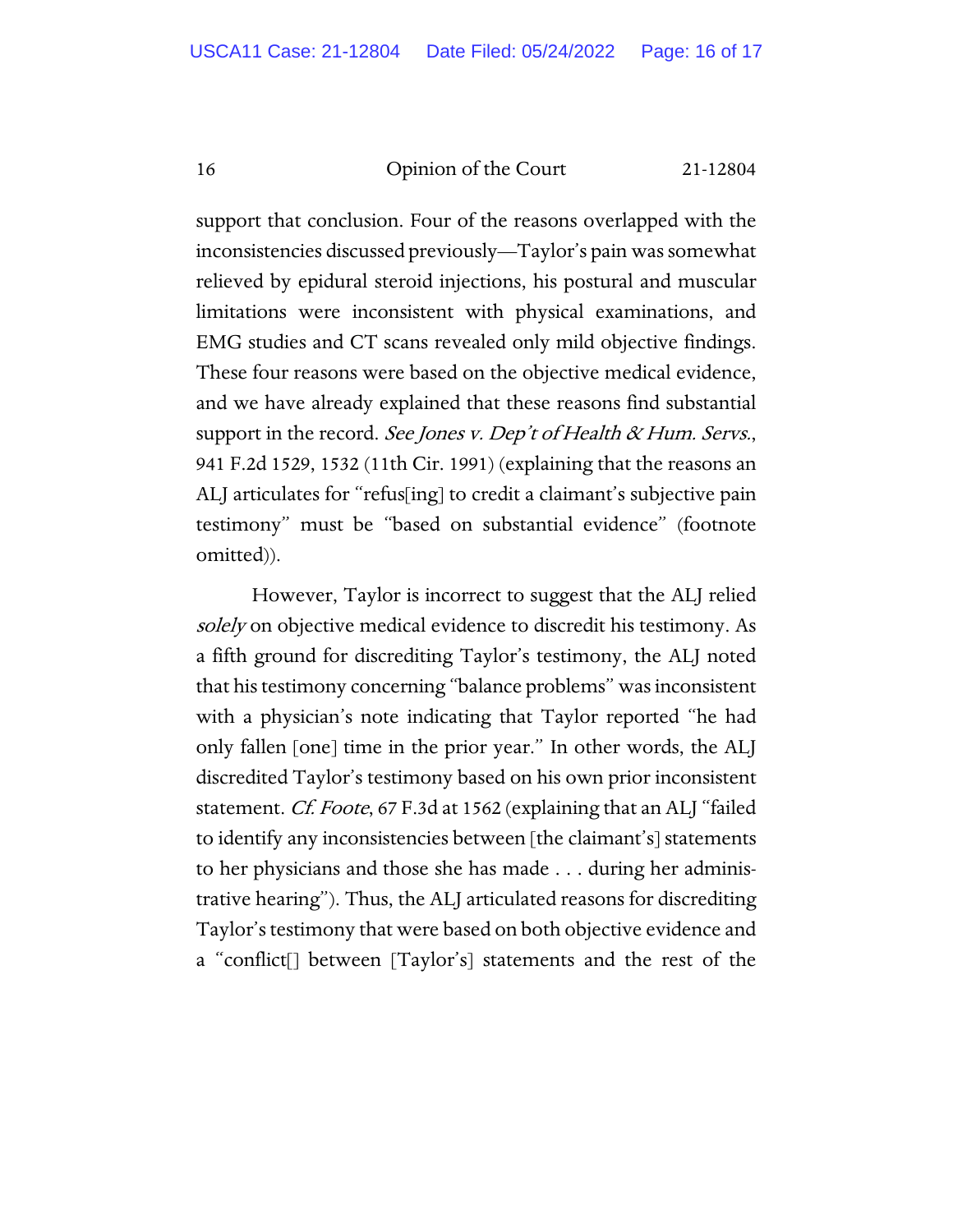support that conclusion. Four of the reasons overlapped with the inconsistencies discussed previously—Taylor's pain was somewhat relieved by epidural steroid injections, his postural and muscular limitations were inconsistent with physical examinations, and EMG studies and CT scans revealed only mild objective findings. These four reasons were based on the objective medical evidence, and we have already explained that these reasons find substantial support in the record. *See Jones v. Dep't of Health & Hum. Servs.*, 941 F.2d 1529, 1532 (11th Cir. 1991) (explaining that the reasons an ALJ articulates for "refus[ing] to credit a claimant's subjective pain testimony" must be "based on substantial evidence" (footnote omitted)).

However, Taylor is incorrect to suggest that the ALJ relied *solely* on objective medical evidence to discredit his testimony. As a fifth ground for discrediting Taylor's testimony, the ALJ noted that his testimony concerning "balance problems" was inconsistent with a physician's note indicating that Taylor reported "he had only fallen [one] time in the prior year." In other words, the ALJ discredited Taylor's testimony based on his own prior inconsistent statement. *Cf. Foote*, 67 F.3d at 1562 (explaining that an ALJ "failed to identify any inconsistencies between [the claimant's] statements to her physicians and those she has made . . . during her administrative hearing"). Thus, the ALJ articulated reasons for discrediting Taylor's testimony that were based on both objective evidence and a "conflict[] between [Taylor's] statements and the rest of the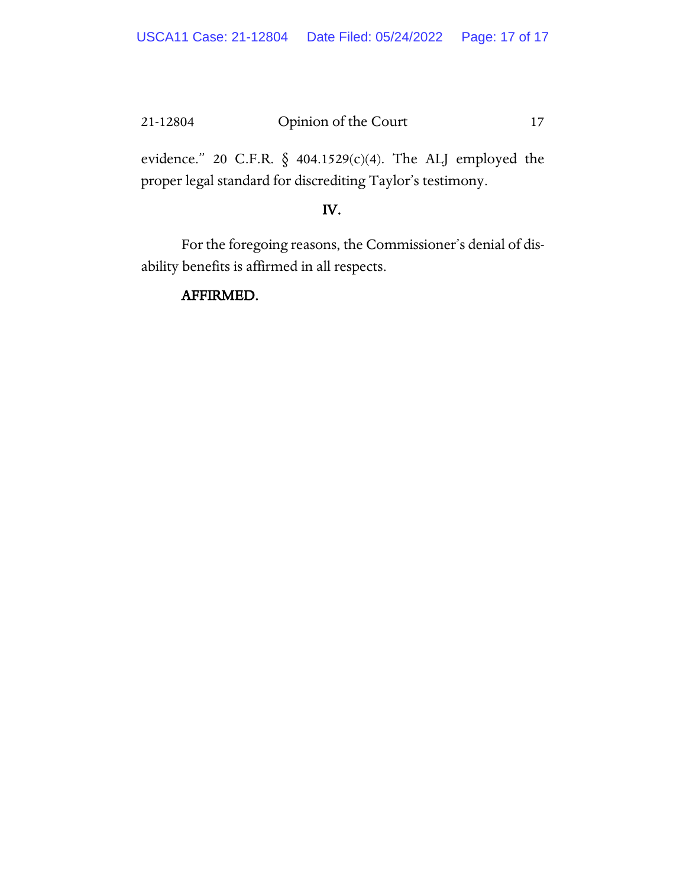evidence." 20 C.F.R. § 404.1529(c)(4). The ALJ employed the proper legal standard for discrediting Taylor's testimony.

## IV.

For the foregoing reasons, the Commissioner's denial of disability benefits is affirmed in all respects.

**AFFIRMED.**